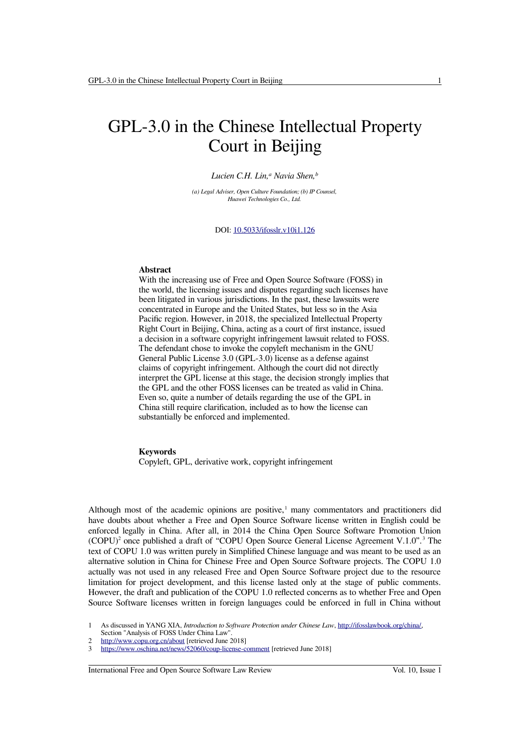# GPL-3.0 in the Chinese Intellectual Property Court in Beijing

*Lucien C.H. Lin,[a] Navia Shen,[b]*

*(a) Legal Adviser, Open Culture Foundation; (b) IP Counsel, Huawei Technologies Co., Ltd.*

DOI: [10.5033/ifosslr.v10i1.126](10.5033/ifosslr.v10i1.126)

**Abstract**

With the increasing use of Free and Open Source Software (FOSS) in the world, the licensing issues and disputes regarding such licenses have been litigated in various jurisdictions. In the past, these lawsuits were concentrated in Europe and the United States, but less so in the Asia Pacific region. However, in 2018, the specialized Intellectual Property Right Court in Beijing, China, acting as a court of first instance, issued a decision in a software copyright infringement lawsuit related to FOSS. The defendant chose to invoke the copyleft mechanism in the GNU General Public License 3.0 (GPL-3.0) license as a defense against claims of copyright infringement. Although the court did not directly interpret the GPL license at this stage, the decision strongly implies that the GPL and the other FOSS licenses can be treated as valid in China. Even so, quite a number of details regarding the use of the GPL in China still require clarification, included as to how the license can substantially be enforced and implemented.

**Keywords**

Copyleft, GPL, derivative work, copyright infringement

Although most of the academic opinions are positive,[1] many commentators and practitioners did have doubts about whether a Free and Open Source Software license written in English could be enforced legally in China. After all, in 2014 the China Open Source Software Promotion Union (COPU)[2] once published a draft of "COPU Open Source General License Agreement V.1.0".[3] The text of COPU 1.0 was written purely in Simplified Chinese language and was meant to be used as an alternative solution in China for Chinese Free and Open Source Software projects. The COPU 1.0 actually was not used in any released Free and Open Source Software project due to the resource limitation for project development, and this license lasted only at the stage of public comments. However, the draft and publication of the COPU 1.0 reflected concerns as to whether Free and Open Source Software licenses written in foreign languages could be enforced in full in China without

1 As discussed in YANG XIA, *Introduction to Software Protection under Chinese Law*, http://ifosslawbook.org/china/, Section "Analysis of FOSS Under China Law".

2 http://www.copu.org.cn/about [retrieved June 2018]

3 https://www.oschina.net/news/52060/coup-license-comment [retrieved June 2018]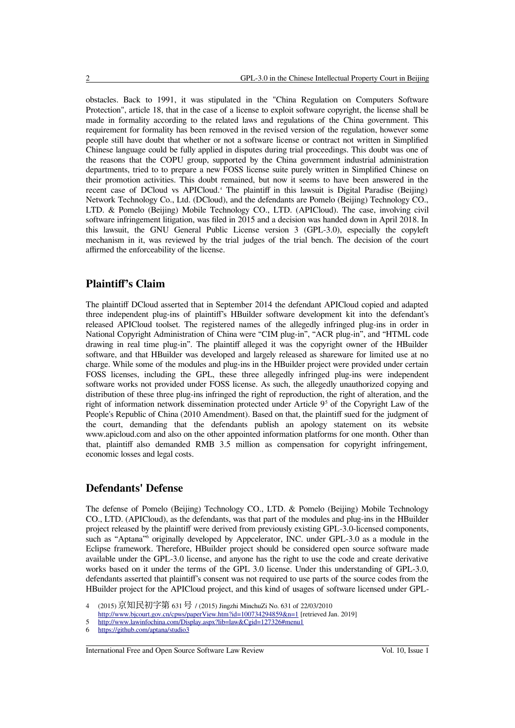obstacles. Back to 1991, it was stipulated in the "China Regulation on Computers Software Protection", article 18, that in the case of a license to exploit software copyright, the license shall be made in formality according to the related laws and regulations of the China government. This requirement for formality has been removed in the revised version of the regulation, however some people still have doubt that whether or not a software license or contract not written in Simplified Chinese language could be fully applied in disputes during trial proceedings. This doubt was one of the reasons that the COPU group, supported by the China government industrial administration departments, tried to to prepare a new FOSS license suite purely written in Simplified Chinese on their promotion activities. This doubt remained, but now it seems to have been answered in the recent case of DCloud vs APICloud.[4] The plaintiff in this lawsuit is Digital Paradise (Beijing) Network Technology Co., Ltd. (DCloud), and the defendants are Pomelo (Beijing) Technology CO., LTD. & Pomelo (Beijing) Mobile Technology CO., LTD. (APICloud). The case, involving civil software infringement litigation, was filed in 2015 and a decision was handed down in April 2018. In this lawsuit, the GNU General Public License version 3 (GPL-3.0), especially the copyleft mechanism in it, was reviewed by the trial judges of the trial bench. The decision of the court affirmed the enforceability of the license.

## Plaintiff's Claim

The plaintiff DCloud asserted that in September 2014 the defendant APICloud copied and adapted three independent plug-ins of plaintiff's HBuilder software development kit into the defendant's released APICloud toolset. The registered names of the allegedly infringed plug-ins in order in National Copyright Administration of China were "CIM plug-in", "ACR plug-in", and "HTML code drawing in real time plug-in". The plaintiff alleged it was the copyright owner of the HBuilder software, and that HBuilder was developed and largely released as shareware for limited use at no charge. While some of the modules and plug-ins in the HBuilder project were provided under certain FOSS licenses, including the GPL, these three allegedly infringed plug-ins were independent software works not provided under FOSS license. As such, the allegedly unauthorized copying and distribution of these three plug-ins infringed the right of reproduction, the right of alteration, and the right of information network dissemination protected under Article 9[5] of the Copyright Law of the People's Republic of China (2010 Amendment). Based on that, the plaintiff sued for the judgment of the court, demanding that the defendants publish an apology statement on its website www.apicloud.com and also on the other appointed information platforms for one month. Other than that, plaintiff also demanded RMB 3.5 million as compensation for copyright infringement, economic losses and legal costs.

## Defendants' Defense

The defense of Pomelo (Beijing) Technology CO., LTD. & Pomelo (Beijing) Mobile Technology CO., LTD. (APICloud), as the defendants, was that part of the modules and plug-ins in the HBuilder project released by the plaintiff were derived from previously existing GPL-3.0-licensed components, such as "Aptana"[6] originally developed by Appcelerator, INC. under GPL-3.0 as a module in the Eclipse framework. Therefore, HBuilder project should be considered open source software made available under the GPL-3.0 license, and anyone has the right to use the code and create derivative works based on it under the terms of the GPL 3.0 license. Under this understanding of GPL-3.0, defendants asserted that plaintiff's consent was not required to use parts of the source codes from the HBuilder project for the APICloud project, and this kind of usages of software licensed under GPL-

4 (2015) 京知民初字第 631 号 / (2015) Jingzhi MinchuZi No. 631 of 22/03/2010 http://www.bjcourt.gov.cn/cpws/paperView.htm?id=100734294859&n=1 [retrieved Jan. 2019]

5 http://www.lawinfochina.com/Display.aspx?lib=law&Cgid=127326#menu1

6 https://github.com/aptana/studio3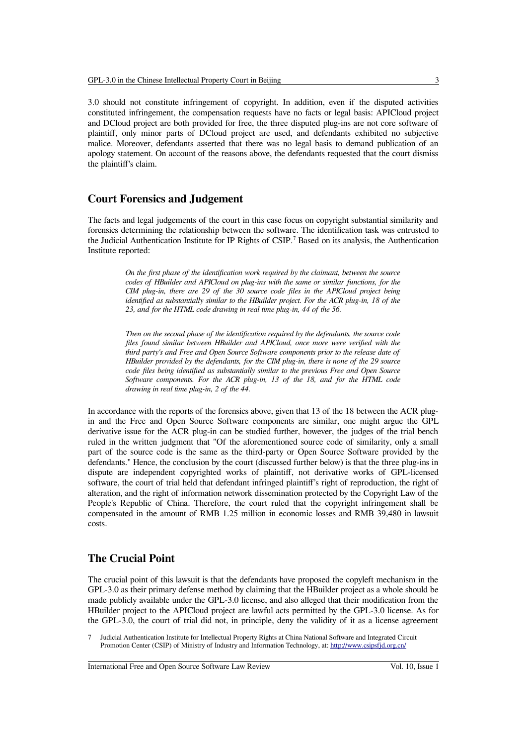3.0 should not constitute infringement of copyright. In addition, even if the disputed activities constituted infringement, the compensation requests have no facts or legal basis: APICloud project and DCloud project are both provided for free, the three disputed plug-ins are not core software of plaintiff, only minor parts of DCloud project are used, and defendants exhibited no subjective malice. Moreover, defendants asserted that there was no legal basis to demand publication of an apology statement. On account of the reasons above, the defendants requested that the court dismiss the plaintiff's claim.

## Court Forensics and Judgement

The facts and legal judgements of the court in this case focus on copyright substantial similarity and forensics determining the relationship between the software. The identification task was entrusted to the Judicial Authentication Institute for IP Rights of CSIP.[7] Based on its analysis, the Authentication Institute reported:

> *On the first phase of the identification work required by the claimant, between the source codes of HBuilder and APICloud on plug-ins with the same or similar functions, for the CIM plug-in, there are 29 of the 30 source code files in the APICloud project being identified as substantially similar to the HBuilder project. For the ACR plug-in, 18 of the 23, and for the HTML code drawing in real time plug-in, 44 of the 56.*
>
> *Then on the second phase of the identification required by the defendants, the source code files found similar between HBuilder and APICloud, once more were verified with the third party's and Free and Open Source Software components prior to the release date of HBuilder provided by the defendants, for the CIM plug-in, there is none of the 29 source code files being identified as substantially similar to the previous Free and Open Source Software components. For the ACR plug-in, 13 of the 18, and for the HTML code drawing in real time plug-in, 2 of the 44.*

In accordance with the reports of the forensics above, given that 13 of the 18 between the ACR plug-in and the Free and Open Source Software components are similar, one might argue the GPL derivative issue for the ACR plug-in can be studied further, however, the judges of the trial bench ruled in the written judgment that "Of the aforementioned source code of similarity, only a small part of the source code is the same as the third-party or Open Source Software provided by the defendants." Hence, the conclusion by the court (discussed further below) is that the three plug-ins in dispute are independent copyrighted works of plaintiff, not derivative works of GPL-licensed software, the court of trial held that defendant infringed plaintiff's right of reproduction, the right of alteration, and the right of information network dissemination protected by the Copyright Law of the People's Republic of China. Therefore, the court ruled that the copyright infringement shall be compensated in the amount of RMB 1.25 million in economic losses and RMB 39,480 in lawsuit costs.

## The Crucial Point

The crucial point of this lawsuit is that the defendants have proposed the copyleft mechanism in the GPL-3.0 as their primary defense method by claiming that the HBuilder project as a whole should be made publicly available under the GPL-3.0 license, and also alleged that their modification from the HBuilder project to the APICloud project are lawful acts permitted by the GPL-3.0 license. As for the GPL-3.0, the court of trial did not, in principle, deny the validity of it as a license agreement

7 Judicial Authentication Institute for Intellectual Property Rights at China National Software and Integrated Circuit Promotion Center (CSIP) of Ministry of Industry and Information Technology, at: http://www.csipsfjd.org.cn/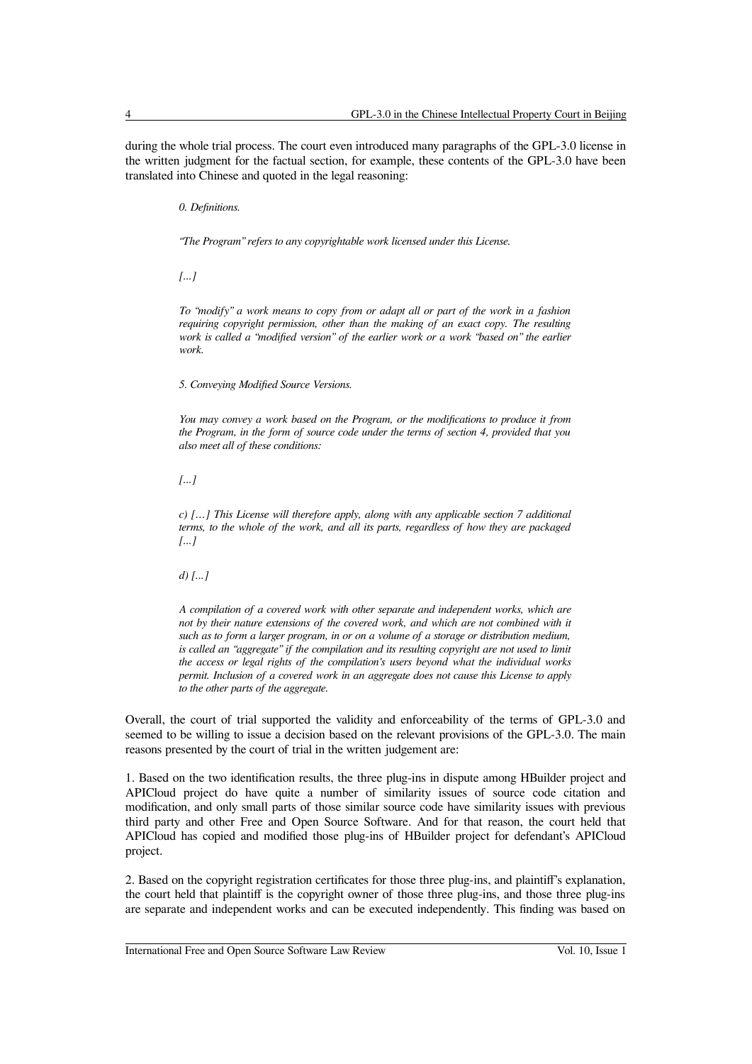during the whole trial process. The court even introduced many paragraphs of the GPL-3.0 license in the written judgment for the factual section, for example, these contents of the GPL-3.0 have been translated into Chinese and quoted in the legal reasoning:

> *0. Definitions.*
>
> *"The Program" refers to any copyrightable work licensed under this License.*
>
> *[...]*
>
> *To "modify" a work means to copy from or adapt all or part of the work in a fashion requiring copyright permission, other than the making of an exact copy. The resulting work is called a "modified version" of the earlier work or a work "based on" the earlier work.*
>
> *5. Conveying Modified Source Versions.*
>
> *You may convey a work based on the Program, or the modifications to produce it from the Program, in the form of source code under the terms of section 4, provided that you also meet all of these conditions:*
>
> *[...]*
>
> *c) [...] This License will therefore apply, along with any applicable section 7 additional terms, to the whole of the work, and all its parts, regardless of how they are packaged [...]*
>
> *d) [...]*
>
> *A compilation of a covered work with other separate and independent works, which are not by their nature extensions of the covered work, and which are not combined with it such as to form a larger program, in or on a volume of a storage or distribution medium, is called an "aggregate" if the compilation and its resulting copyright are not used to limit the access or legal rights of the compilation's users beyond what the individual works permit. Inclusion of a covered work in an aggregate does not cause this License to apply to the other parts of the aggregate.*

Overall, the court of trial supported the validity and enforceability of the terms of GPL-3.0 and seemed to be willing to issue a decision based on the relevant provisions of the GPL-3.0. The main reasons presented by the court of trial in the written judgement are:

1. Based on the two identification results, the three plug-ins in dispute among HBuilder project and APICloud project do have quite a number of similarity issues of source code citation and modification, and only small parts of those similar source code have similarity issues with previous third party and other Free and Open Source Software. And for that reason, the court held that APICloud has copied and modified those plug-ins of HBuilder project for defendant's APICloud project.

2. Based on the copyright registration certificates for those three plug-ins, and plaintiff's explanation, the court held that plaintiff is the copyright owner of those three plug-ins, and those three plug-ins are separate and independent works and can be executed independently. This finding was based on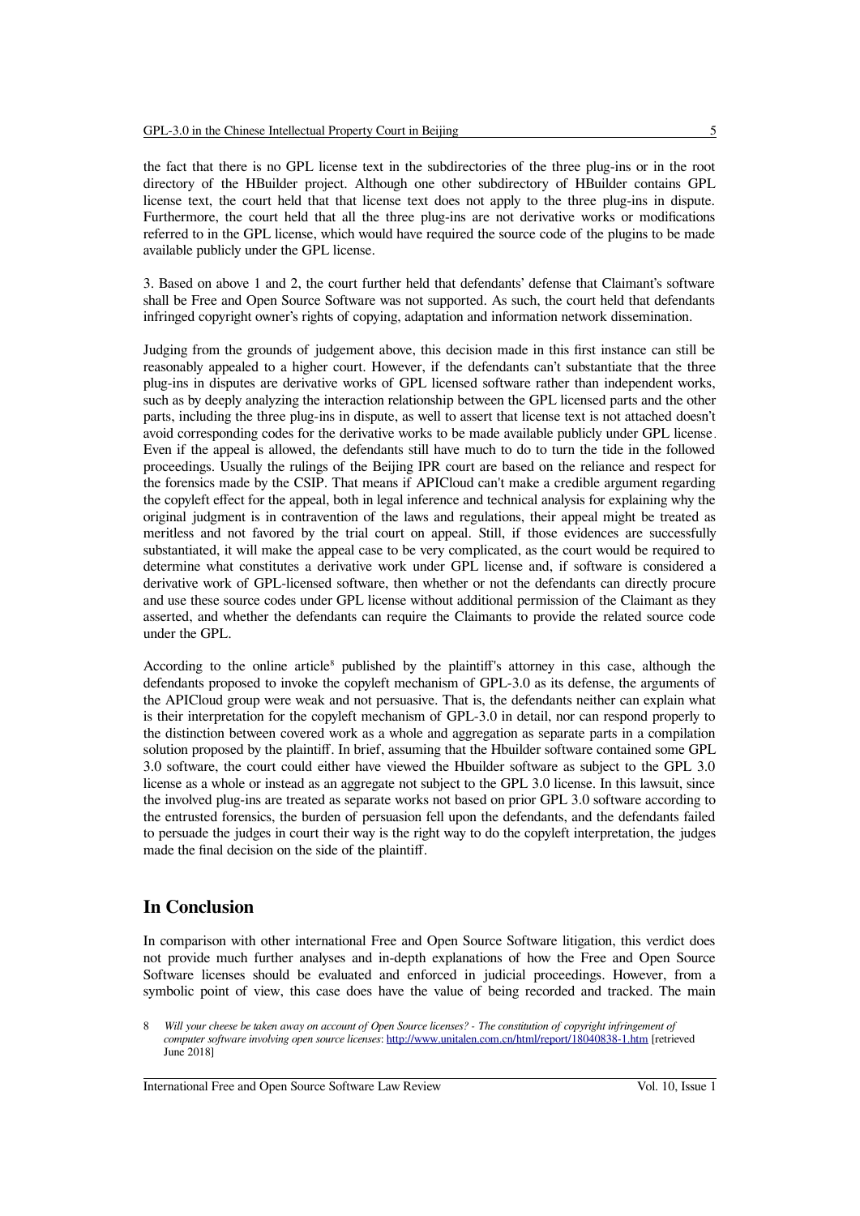the fact that there is no GPL license text in the subdirectories of the three plug-ins or in the root directory of the HBuilder project. Although one other subdirectory of HBuilder contains GPL license text, the court held that that license text does not apply to the three plug-ins in dispute. Furthermore, the court held that all the three plug-ins are not derivative works or modifications referred to in the GPL license, which would have required the source code of the plugins to be made available publicly under the GPL license.

3. Based on above 1 and 2, the court further held that defendants' defense that Claimant's software shall be Free and Open Source Software was not supported. As such, the court held that defendants infringed copyright owner's rights of copying, adaptation and information network dissemination.

Judging from the grounds of judgement above, this decision made in this first instance can still be reasonably appealed to a higher court. However, if the defendants can't substantiate that the three plug-ins in disputes are derivative works of GPL licensed software rather than independent works, such as by deeply analyzing the interaction relationship between the GPL licensed parts and the other parts, including the three plug-ins in dispute, as well to assert that license text is not attached doesn't avoid corresponding codes for the derivative works to be made available publicly under GPL license. Even if the appeal is allowed, the defendants still have much to do to turn the tide in the followed proceedings. Usually the rulings of the Beijing IPR court are based on the reliance and respect for the forensics made by the CSIP. That means if APICloud can't make a credible argument regarding the copyleft effect for the appeal, both in legal inference and technical analysis for explaining why the original judgment is in contravention of the laws and regulations, their appeal might be treated as meritless and not favored by the trial court on appeal. Still, if those evidences are successfully substantiated, it will make the appeal case to be very complicated, as the court would be required to determine what constitutes a derivative work under GPL license and, if software is considered a derivative work of GPL-licensed software, then whether or not the defendants can directly procure and use these source codes under GPL license without additional permission of the Claimant as they asserted, and whether the defendants can require the Claimants to provide the related source code under the GPL.

According to the online article[8] published by the plaintiff's attorney in this case, although the defendants proposed to invoke the copyleft mechanism of GPL-3.0 as its defense, the arguments of the APICloud group were weak and not persuasive. That is, the defendants neither can explain what is their interpretation for the copyleft mechanism of GPL-3.0 in detail, nor can respond properly to the distinction between covered work as a whole and aggregation as separate parts in a compilation solution proposed by the plaintiff. In brief, assuming that the Hbuilder software contained some GPL 3.0 software, the court could either have viewed the Hbuilder software as subject to the GPL 3.0 license as a whole or instead as an aggregate not subject to the GPL 3.0 license. In this lawsuit, since the involved plug-ins are treated as separate works not based on prior GPL 3.0 software according to the entrusted forensics, the burden of persuasion fell upon the defendants, and the defendants failed to persuade the judges in court their way is the right way to do the copyleft interpretation, the judges made the final decision on the side of the plaintiff.

## In Conclusion

In comparison with other international Free and Open Source Software litigation, this verdict does not provide much further analyses and in-depth explanations of how the Free and Open Source Software licenses should be evaluated and enforced in judicial proceedings. However, from a symbolic point of view, this case does have the value of being recorded and tracked. The main

8 *Will your cheese be taken away on account of Open Source licenses? - The constitution of copyright infringement of computer software involving open source licenses*: http://www.unitalen.com.cn/html/report/18040838-1.htm [retrieved June 2018]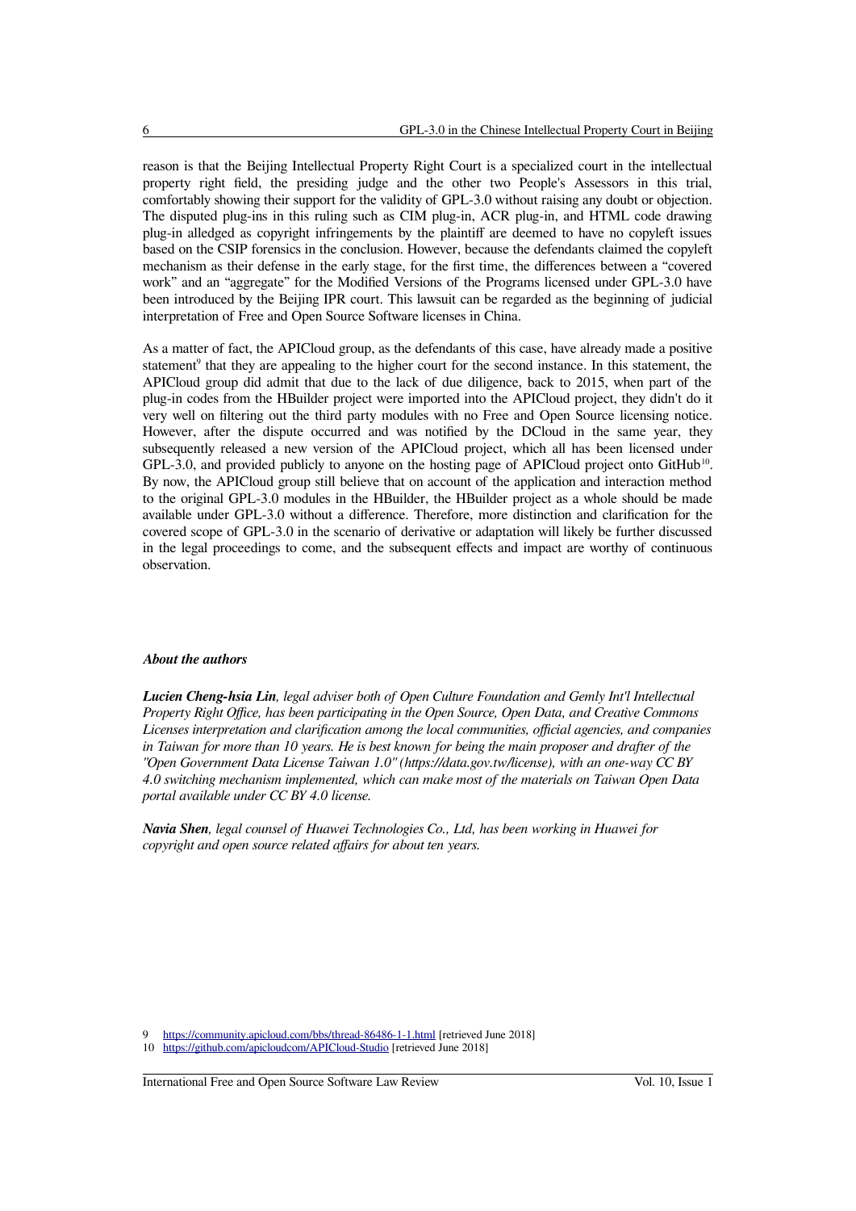reason is that the Beijing Intellectual Property Right Court is a specialized court in the intellectual property right field, the presiding judge and the other two People's Assessors in this trial, comfortably showing their support for the validity of GPL-3.0 without raising any doubt or objection. The disputed plug-ins in this ruling such as CIM plug-in, ACR plug-in, and HTML code drawing plug-in alledged as copyright infringements by the plaintiff are deemed to have no copyleft issues based on the CSIP forensics in the conclusion. However, because the defendants claimed the copyleft mechanism as their defense in the early stage, for the first time, the differences between a "covered work" and an "aggregate" for the Modified Versions of the Programs licensed under GPL-3.0 have been introduced by the Beijing IPR court. This lawsuit can be regarded as the beginning of judicial interpretation of Free and Open Source Software licenses in China.

As a matter of fact, the APICloud group, as the defendants of this case, have already made a positive statement[9] that they are appealing to the higher court for the second instance. In this statement, the APICloud group did admit that due to the lack of due diligence, back to 2015, when part of the plug-in codes from the HBuilder project were imported into the APICloud project, they didn't do it very well on filtering out the third party modules with no Free and Open Source licensing notice. However, after the dispute occurred and was notified by the DCloud in the same year, they subsequently released a new version of the APICloud project, which all has been licensed under GPL-3.0, and provided publicly to anyone on the hosting page of APICloud project onto GitHub[10]. By now, the APICloud group still believe that on account of the application and interaction method to the original GPL-3.0 modules in the HBuilder, the HBuilder project as a whole should be made available under GPL-3.0 without a difference. Therefore, more distinction and clarification for the covered scope of GPL-3.0 in the scenario of derivative or adaptation will likely be further discussed in the legal proceedings to come, and the subsequent effects and impact are worthy of continuous observation.

### *About the authors*

***Lucien Cheng-hsia Lin****, legal adviser both of Open Culture Foundation and Gemly Int'l Intellectual Property Right Office, has been participating in the Open Source, Open Data, and Creative Commons Licenses interpretation and clarification among the local communities, official agencies, and companies in Taiwan for more than 10 years. He is best known for being the main proposer and drafter of the "Open Government Data License Taiwan 1.0" (https://data.gov.tw/license), with an one-way CC BY 4.0 switching mechanism implemented, which can make most of the materials on Taiwan Open Data portal available under CC BY 4.0 license.*

***Navia Shen****, legal counsel of Huawei Technologies Co., Ltd, has been working in Huawei for copyright and open source related affairs for about ten years.*

---

9 https://community.apicloud.com/bbs/thread-86486-1-1.html [retrieved June 2018]

10 https://github.com/apicloudcom/APICloud-Studio [retrieved June 2018]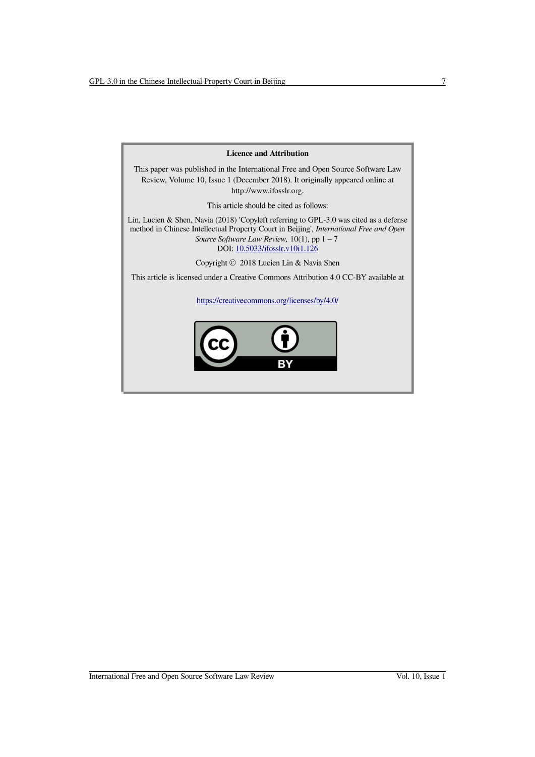**Licence and Attribution**

This paper was published in the International Free and Open Source Software Law Review, Volume 10, Issue 1 (December 2018). It originally appeared online at http://www.ifosslr.org.

This article should be cited as follows:

Lin, Lucien & Shen, Navia (2018) 'Copyleft referring to GPL-3.0 was cited as a defense method in Chinese Intellectual Property Court in Beijing', *International Free and Open Source Software Law Review,* 10(1), pp 1 – 7
DOI: [10.5033/ifosslr.v10i1.126](10.5033/ifosslr.v10i1.126)

Copyright © 2018 Lucien Lin & Navia Shen

This article is licensed under a Creative Commons Attribution 4.0 CC-BY available at

https://creativecommons.org/licenses/by/4.0/